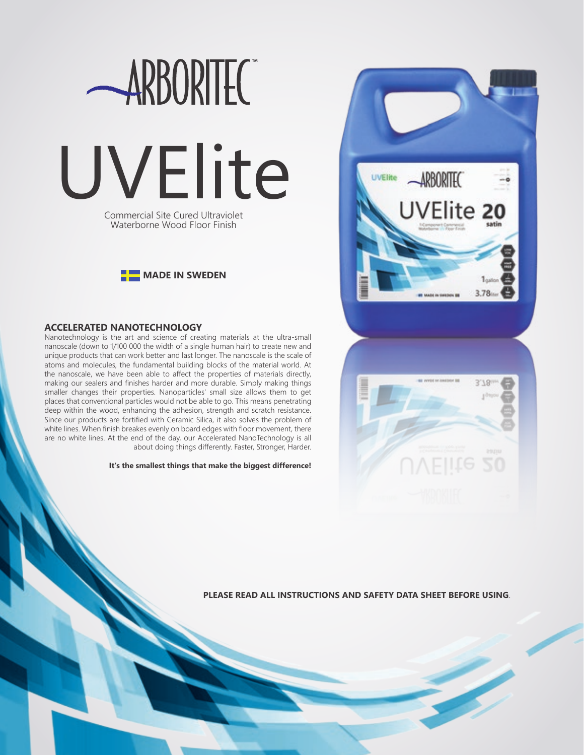# ARBORITEC™

# UVElite

Commercial Site Cured Ultraviolet Waterborne Wood Floor Finish

**MADE IN SWEDEN**

## ACCELERATED NANOTECHNOLOGY

Nanotechnology is the art and science of creating materials at the ultra-small nanoscale (down to 1/100 000 the width of a single human hair) to create new and unique products that can work better and last longer. The nanoscale is the scale of atoms and molecules, the fundamental building blocks of the material world. At the nanoscale, we have been able to affect the properties of materials directly, making our sealers and finishes harder and more durable. Simply making things smaller changes their properties. Nanoparticles' small size allows them to get places that conventional particles would not be able to go. This means penetrating deep within the wood, enhancing the adhesion, strength and scratch resistance. Since our products are fortified with Ceramic Silica, it also solves the problem of white lines. When finish breakes evenly on board edges with floor movement, there are no white lines. At the end of the day, our Accelerated NanoTechnology is all about doing things differently. Faster, Stronger, Harder.

**It's the smallest things that make the biggest difference!**

**PLEASE READ ALL INSTRUCTIONS AND SAFETY DATA SHEET BEFORE USING**.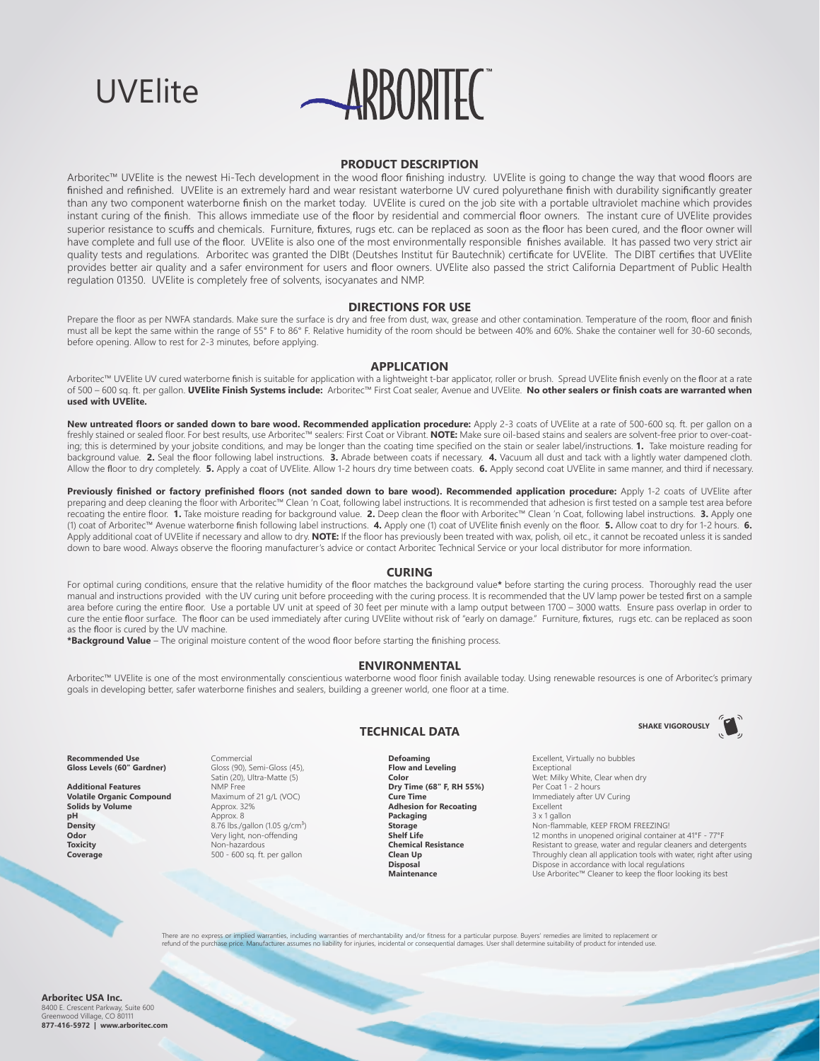# UVElite

ARBORITEC™

## PRODUCT DESCRIPTION

Arboritec™ UVElite is the newest Hi-Tech development in the wood floor finishing industry. UVElite is going to change the way that wood floors are finished and refinished. UVElite is an extremely hard and wear resistant waterborne UV cured polyurethane finish with durability significantly greater than any two component waterborne finish on the market today. UVElite is cured on the job site with a portable ultraviolet machine which provides instant curing of the finish. This allows immediate use of the floor by residential and commercial floor owners. The instant cure of UVElite provides superior resistance to scuffs and chemicals. Furniture, fixtures, rugs etc. can be replaced as soon as the floor has been cured, and the floor owner will have complete and full use of the floor. UVElite is also one of the most environmentally responsible finishes available. It has passed two very strict air quality tests and regulations. Arboritec was granted the DIBt (Deutshes Institut für Bautechnik) certificate for UVElite. The DIBT certifies that UVElite provides better air quality and a safer environment for users and floor owners. UVElite also passed the strict California Department of Public Health regulation 01350. UVElite is completely free of solvents, isocyanates and NMP.

## DIRECTIONS FOR USE

Prepare the floor as per NWFA standards. Make sure the surface is dry and free from dust, wax, grease and other contamination. Temperature of the room, floor and finish must all be kept the same within the range of 55° F to 86° F. Relative humidity of the room should be between 40% and 60%. Shake the container well for 30-60 seconds, before opening. Allow to rest for 2-3 minutes, before applying.

## APPLICATION

Arboritec™ UVElite UV cured waterborne finish is suitable for application with a lightweight t-bar applicator, roller or brush. Spread UVElite finish evenly on the floor at a rate of 500 – 600 sq. ft. per gallon. **UVElite Finish Systems include:** Arboritec™ First Coat sealer, Avenue and UVElite. **No other sealers or finish coats are warranted when used with UVElite.**

**New untreated floors or sanded down to bare wood. Recommended application procedure:** Apply 2-3 coats of UVElite at a rate of 500-600 sq. ft. per gallon on a freshly stained or sealed floor. For best results, use Arboritec™ sealers: First Coat or Vibrant. **NOTE:** Make sure oil-based stains and sealers are solvent-free prior to over-coating; this is determined by your jobsite conditions, and may be longer than the coating time specified on the stain or sealer label/instructions. **1.** Take moisture reading for background value. **2.** Seal the floor following label instructions. **3.** Abrade between coats if necessary. **4.** Vacuum all dust and tack with a lightly water dampened cloth. Allow the floor to dry completely. **5.** Apply a coat of UVElite. Allow 1-2 hours dry time between coats. **6.** Apply second coat UVElite in same manner, and third if necessary.

**Previously finished or factory prefinished floors (not sanded down to bare wood). Recommended application procedure:** Apply 1-2 coats of UVElite after preparing and deep cleaning the floor with Arboritec™ Clean 'n Coat, following label instructions. It is recommended that adhesion is first tested on a sample test area before recoating the entire floor. **1.** Take moisture reading for background value. **2.** Deep clean the floor with Arboritec™ Clean 'n Coat, following label instructions. **3.** Apply one (1) coat of Arboritec™ Avenue waterborne finish following label instructions. **4.** Apply one (1) coat of UVElite finish evenly on the floor. **5.** Allow coat to dry for 1-2 hours. **6.** Apply additional coat of UVElite if necessary and allow to dry. **NOTE:** If the floor has previously been treated with wax, polish, oil etc., it cannot be recoated unless it is sanded down to bare wood. Always observe the flooring manufacturer's advice or contact Arboritec Technical Service or your local distributor for more information.

## CURING

For optimal curing conditions, ensure that the relative humidity of the floor matches the background value* before starting the curing process. Thoroughly read the user manual and instructions provided with the UV curing unit before proceeding with the curing process. It is recommended that the UV lamp power be tested first on a sample area before curing the entire floor. Use a portable UV unit at speed of 30 feet per minute with a lamp output between 1700 – 3000 watts. Ensure pass overlap in order to cure the entie floor surface. The floor can be used immediately after curing UVElite without risk of "early on damage." Furniture, fixtures, rugs etc. can be replaced as soon as the floor is cured by the UV machine.

***Background Value** – The original moisture content of the wood floor before starting the finishing process.

## ENVIRONMENTAL

Arboritec™ UVElite is one of the most environmentally conscientious waterborne wood floor finish available today. Using renewable resources is one of Arboritec's primary goals in developing better, safer waterborne finishes and sealers, building a greener world, one floor at a time.

## TECHNICAL DATA

**SHAKE VIGOROUSLY**

| | | | |
|---|---|---|---|
| **Recommended Use** | Commercial | **Defoaming** | Excellent, Virtually no bubbles |
| **Gloss Levels (60" Gardner)** | Gloss (90), Semi-Gloss (45), Satin (20), Ultra-Matte (5) | **Flow and Leveling** | Exceptional |
| **Additional Features** | NMP Free | **Color** | Wet: Milky White, Clear when dry |
| **Volatile Organic Compound** | Maximum of 21 g/L (VOC) | **Dry Time (68" F, RH 55%)** | Per Coat 1 - 2 hours |
| **Solids by Volume** | Approx. 32% | **Cure Time** | Immediately after UV Curing |
| **pH** | Approx. 8 | **Adhesion for Recoating** | Excellent |
| **Density** | 8.76 lbs./gallon (1.05 g/cm³) | **Packaging** | 3 x 1 gallon |
| **Odor** | Very light, non-offending | **Storage** | Non-flammable, KEEP FROM FREEZING! |
| **Toxicity** | Non-hazardous | **Shelf Life** | 12 months in unopened original container at 41°F - 77°F |
| **Coverage** | 500 - 600 sq. ft. per gallon | **Chemical Resistance** | Resistant to grease, water and regular cleaners and detergents |
| | | **Clean Up** | Throughly clean all application tools with water, right after using |
| | | **Disposal** | Dispose in accordance with local regulations |
| | | **Maintenance** | Use Arboritec™ Cleaner to keep the floor looking its best |

There are no express or implied warranties, including warranties of merchantability and/or fitness for a particular purpose. Buyers' remedies are limited to replacement or refund of the purchase price. Manufacturer assumes no liability for injuries, incidental or consequential damages. User shall determine suitability of product for intended use.

**Arboritec USA Inc.**
8400 E. Crescent Parkway, Suite 600
Greenwood Village, CO 80111
**877-416-5972 | www.arboritec.com**